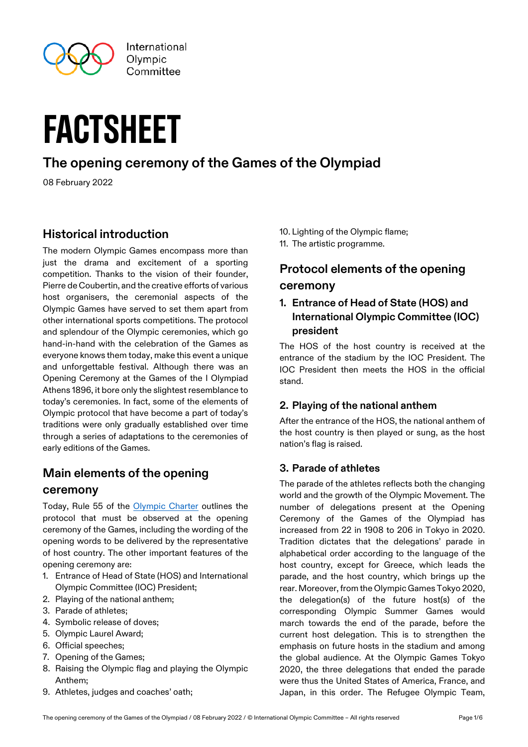International Olympic Committee

# FACTSHEET

## The opening ceremony of the Games of the Olympiad

08 February 2022

## Historical introduction

The modern Olympic Games encompass more than just the drama and excitement of a sporting competition. Thanks to the vision of their founder, Pierre de Coubertin, and the creative efforts of various host organisers, the ceremonial aspects of the Olympic Games have served to set them apart from other international sports competitions. The protocol and splendour of the Olympic ceremonies, which go hand-in-hand with the celebration of the Games as everyone knows them today, make this event a unique and unforgettable festival. Although there was an Opening Ceremony at the Games of the I Olympiad Athens 1896, it bore only the slightest resemblance to today's ceremonies. In fact, some of the elements of Olympic protocol that have become a part of today's traditions were only gradually established over time through a series of adaptations to the ceremonies of early editions of the Games.

## Main elements of the opening ceremony

Today, Rule 55 of the Olympic Charter outlines the protocol that must be observed at the opening ceremony of the Games, including the wording of the opening words to be delivered by the representative of host country. The other important features of the opening ceremony are:

1. Entrance of Head of State (HOS) and International Olympic Committee (IOC) President;
2. Playing of the national anthem;
3. Parade of athletes;
4. Symbolic release of doves;
5. Olympic Laurel Award;
6. Official speeches;
7. Opening of the Games;
8. Raising the Olympic flag and playing the Olympic Anthem;
9. Athletes, judges and coaches' oath;
10. Lighting of the Olympic flame;
11. The artistic programme.

## Protocol elements of the opening ceremony

### 1. Entrance of Head of State (HOS) and International Olympic Committee (IOC) president

The HOS of the host country is received at the entrance of the stadium by the IOC President. The IOC President then meets the HOS in the official stand.

### 2. Playing of the national anthem

After the entrance of the HOS, the national anthem of the host country is then played or sung, as the host nation's flag is raised.

### 3. Parade of athletes

The parade of the athletes reflects both the changing world and the growth of the Olympic Movement. The number of delegations present at the Opening Ceremony of the Games of the Olympiad has increased from 22 in 1908 to 206 in Tokyo in 2020. Tradition dictates that the delegations' parade in alphabetical order according to the language of the host country, except for Greece, which leads the parade, and the host country, which brings up the rear. Moreover, from the Olympic Games Tokyo 2020, the delegation(s) of the future host(s) of the corresponding Olympic Summer Games would march towards the end of the parade, before the current host delegation. This is to strengthen the emphasis on future hosts in the stadium and among the global audience. At the Olympic Games Tokyo 2020, the three delegations that ended the parade were thus the United States of America, France, and Japan, in this order. The Refugee Olympic Team,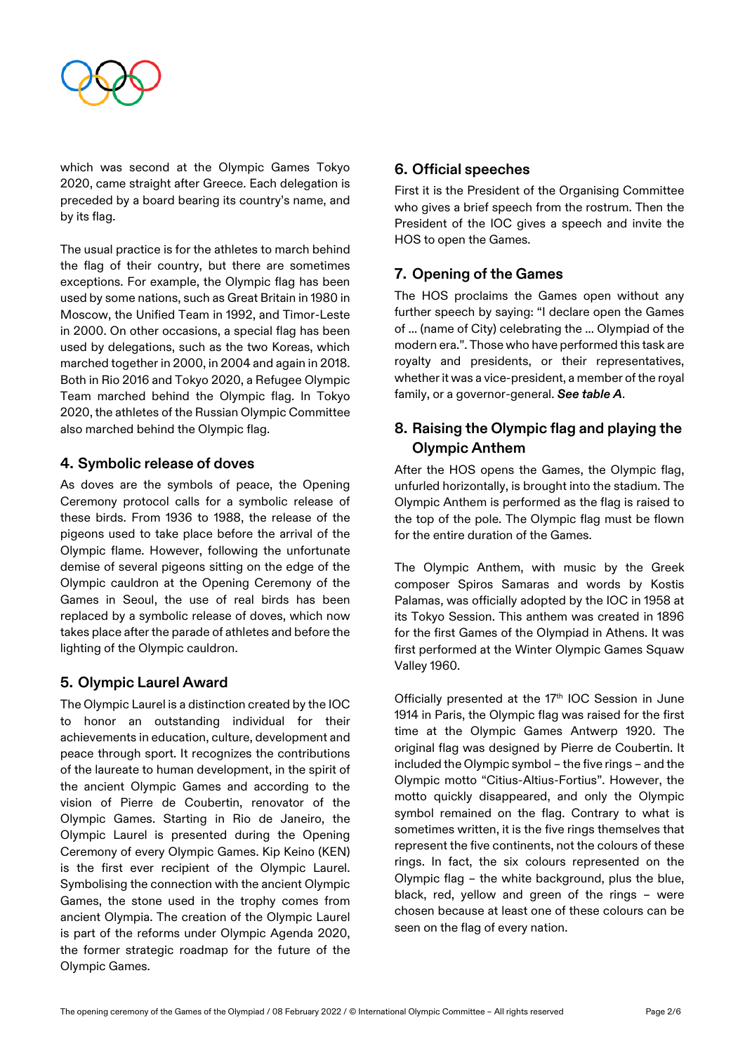which was second at the Olympic Games Tokyo 2020, came straight after Greece. Each delegation is preceded by a board bearing its country's name, and by its flag.

The usual practice is for the athletes to march behind the flag of their country, but there are sometimes exceptions. For example, the Olympic flag has been used by some nations, such as Great Britain in 1980 in Moscow, the Unified Team in 1992, and Timor-Leste in 2000. On other occasions, a special flag has been used by delegations, such as the two Koreas, which marched together in 2000, in 2004 and again in 2018. Both in Rio 2016 and Tokyo 2020, a Refugee Olympic Team marched behind the Olympic flag. In Tokyo 2020, the athletes of the Russian Olympic Committee also marched behind the Olympic flag.

## 4. Symbolic release of doves

As doves are the symbols of peace, the Opening Ceremony protocol calls for a symbolic release of these birds. From 1936 to 1988, the release of the pigeons used to take place before the arrival of the Olympic flame. However, following the unfortunate demise of several pigeons sitting on the edge of the Olympic cauldron at the Opening Ceremony of the Games in Seoul, the use of real birds has been replaced by a symbolic release of doves, which now takes place after the parade of athletes and before the lighting of the Olympic cauldron.

## 5. Olympic Laurel Award

The Olympic Laurel is a distinction created by the IOC to honor an outstanding individual for their achievements in education, culture, development and peace through sport. It recognizes the contributions of the laureate to human development, in the spirit of the ancient Olympic Games and according to the vision of Pierre de Coubertin, renovator of the Olympic Games. Starting in Rio de Janeiro, the Olympic Laurel is presented during the Opening Ceremony of every Olympic Games. Kip Keino (KEN) is the first ever recipient of the Olympic Laurel. Symbolising the connection with the ancient Olympic Games, the stone used in the trophy comes from ancient Olympia. The creation of the Olympic Laurel is part of the reforms under Olympic Agenda 2020, the former strategic roadmap for the future of the Olympic Games.

## 6. Official speeches

First it is the President of the Organising Committee who gives a brief speech from the rostrum. Then the President of the IOC gives a speech and invite the HOS to open the Games.

## 7. Opening of the Games

The HOS proclaims the Games open without any further speech by saying: "I declare open the Games of … (name of City) celebrating the … Olympiad of the modern era.". Those who have performed this task are royalty and presidents, or their representatives, whether it was a vice-president, a member of the royal family, or a governor-general. ***See table A***.

## 8. Raising the Olympic flag and playing the Olympic Anthem

After the HOS opens the Games, the Olympic flag, unfurled horizontally, is brought into the stadium. The Olympic Anthem is performed as the flag is raised to the top of the pole. The Olympic flag must be flown for the entire duration of the Games.

The Olympic Anthem, with music by the Greek composer Spiros Samaras and words by Kostis Palamas, was officially adopted by the IOC in 1958 at its Tokyo Session. This anthem was created in 1896 for the first Games of the Olympiad in Athens. It was first performed at the Winter Olympic Games Squaw Valley 1960.

Officially presented at the 17th IOC Session in June 1914 in Paris, the Olympic flag was raised for the first time at the Olympic Games Antwerp 1920. The original flag was designed by Pierre de Coubertin. It included the Olympic symbol – the five rings – and the Olympic motto "Citius-Altius-Fortius". However, the motto quickly disappeared, and only the Olympic symbol remained on the flag. Contrary to what is sometimes written, it is the five rings themselves that represent the five continents, not the colours of these rings. In fact, the six colours represented on the Olympic flag – the white background, plus the blue, black, red, yellow and green of the rings – were chosen because at least one of these colours can be seen on the flag of every nation.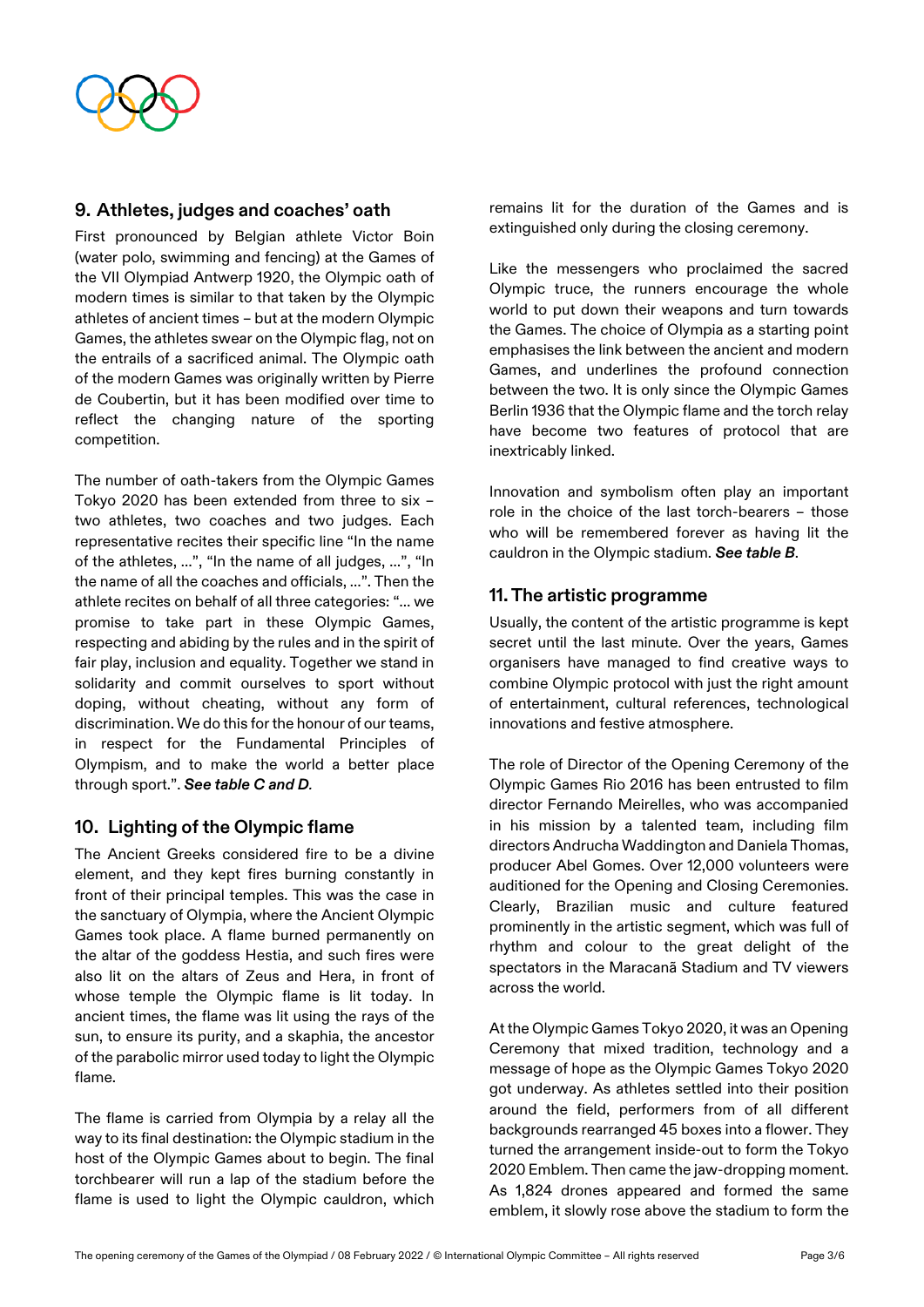## 9. Athletes, judges and coaches' oath

First pronounced by Belgian athlete Victor Boin (water polo, swimming and fencing) at the Games of the VII Olympiad Antwerp 1920, the Olympic oath of modern times is similar to that taken by the Olympic athletes of ancient times – but at the modern Olympic Games, the athletes swear on the Olympic flag, not on the entrails of a sacrificed animal. The Olympic oath of the modern Games was originally written by Pierre de Coubertin, but it has been modified over time to reflect the changing nature of the sporting competition.

The number of oath-takers from the Olympic Games Tokyo 2020 has been extended from three to six – two athletes, two coaches and two judges. Each representative recites their specific line "In the name of the athletes, ...", "In the name of all judges, ...", "In the name of all the coaches and officials, ...". Then the athlete recites on behalf of all three categories: "... we promise to take part in these Olympic Games, respecting and abiding by the rules and in the spirit of fair play, inclusion and equality. Together we stand in solidarity and commit ourselves to sport without doping, without cheating, without any form of discrimination. We do this for the honour of our teams, in respect for the Fundamental Principles of Olympism, and to make the world a better place through sport.". ***See table C and D.***

## 10. Lighting of the Olympic flame

The Ancient Greeks considered fire to be a divine element, and they kept fires burning constantly in front of their principal temples. This was the case in the sanctuary of Olympia, where the Ancient Olympic Games took place. A flame burned permanently on the altar of the goddess Hestia, and such fires were also lit on the altars of Zeus and Hera, in front of whose temple the Olympic flame is lit today. In ancient times, the flame was lit using the rays of the sun, to ensure its purity, and a skaphia, the ancestor of the parabolic mirror used today to light the Olympic flame.

The flame is carried from Olympia by a relay all the way to its final destination: the Olympic stadium in the host of the Olympic Games about to begin. The final torchbearer will run a lap of the stadium before the flame is used to light the Olympic cauldron, which remains lit for the duration of the Games and is extinguished only during the closing ceremony.

Like the messengers who proclaimed the sacred Olympic truce, the runners encourage the whole world to put down their weapons and turn towards the Games. The choice of Olympia as a starting point emphasises the link between the ancient and modern Games, and underlines the profound connection between the two. It is only since the Olympic Games Berlin 1936 that the Olympic flame and the torch relay have become two features of protocol that are inextricably linked.

Innovation and symbolism often play an important role in the choice of the last torch-bearers – those who will be remembered forever as having lit the cauldron in the Olympic stadium. ***See table B***.

## 11. The artistic programme

Usually, the content of the artistic programme is kept secret until the last minute. Over the years, Games organisers have managed to find creative ways to combine Olympic protocol with just the right amount of entertainment, cultural references, technological innovations and festive atmosphere.

The role of Director of the Opening Ceremony of the Olympic Games Rio 2016 has been entrusted to film director Fernando Meirelles, who was accompanied in his mission by a talented team, including film directors Andrucha Waddington and Daniela Thomas, producer Abel Gomes. Over 12,000 volunteers were auditioned for the Opening and Closing Ceremonies. Clearly, Brazilian music and culture featured prominently in the artistic segment, which was full of rhythm and colour to the great delight of the spectators in the Maracanã Stadium and TV viewers across the world.

At the Olympic Games Tokyo 2020, it was an Opening Ceremony that mixed tradition, technology and a message of hope as the Olympic Games Tokyo 2020 got underway. As athletes settled into their position around the field, performers from of all different backgrounds rearranged 45 boxes into a flower. They turned the arrangement inside-out to form the Tokyo 2020 Emblem. Then came the jaw-dropping moment. As 1,824 drones appeared and formed the same emblem, it slowly rose above the stadium to form the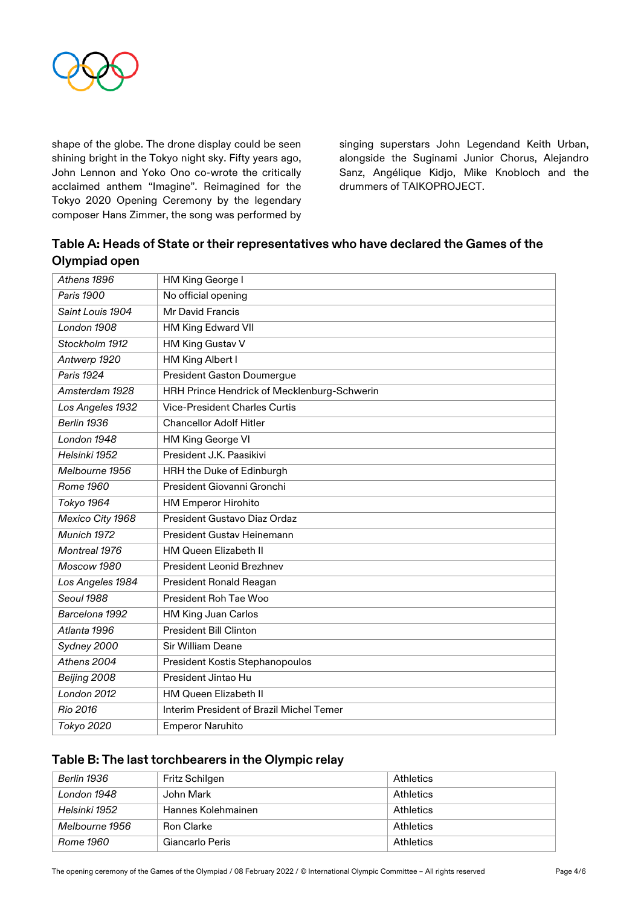shape of the globe. The drone display could be seen shining bright in the Tokyo night sky. Fifty years ago, John Lennon and Yoko Ono co-wrote the critically acclaimed anthem "Imagine". Reimagined for the Tokyo 2020 Opening Ceremony by the legendary composer Hans Zimmer, the song was performed by singing superstars John Legendand Keith Urban, alongside the Suginami Junior Chorus, Alejandro Sanz, Angélique Kidjo, Mike Knobloch and the drummers of TAIKOPROJECT.

## Table A: Heads of State or their representatives who have declared the Games of the Olympiad open

| | |
|---|---|
| *Athens 1896* | HM King George I |
| *Paris 1900* | No official opening |
| *Saint Louis 1904* | Mr David Francis |
| *London 1908* | HM King Edward VII |
| *Stockholm 1912* | HM King Gustav V |
| *Antwerp 1920* | HM King Albert I |
| *Paris 1924* | President Gaston Doumergue |
| *Amsterdam 1928* | HRH Prince Hendrick of Mecklenburg-Schwerin |
| *Los Angeles 1932* | Vice-President Charles Curtis |
| *Berlin 1936* | Chancellor Adolf Hitler |
| *London 1948* | HM King George VI |
| *Helsinki 1952* | President J.K. Paasikivi |
| *Melbourne 1956* | HRH the Duke of Edinburgh |
| *Rome 1960* | President Giovanni Gronchi |
| *Tokyo 1964* | HM Emperor Hirohito |
| *Mexico City 1968* | President Gustavo Diaz Ordaz |
| *Munich 1972* | President Gustav Heinemann |
| *Montreal 1976* | HM Queen Elizabeth II |
| *Moscow 1980* | President Leonid Brezhnev |
| *Los Angeles 1984* | President Ronald Reagan |
| *Seoul 1988* | President Roh Tae Woo |
| *Barcelona 1992* | HM King Juan Carlos |
| *Atlanta 1996* | President Bill Clinton |
| *Sydney 2000* | Sir William Deane |
| *Athens 2004* | President Kostis Stephanopoulos |
| *Beijing 2008* | President Jintao Hu |
| *London 2012* | HM Queen Elizabeth II |
| *Rio 2016* | Interim President of Brazil Michel Temer |
| *Tokyo 2020* | Emperor Naruhito |

## Table B: The last torchbearers in the Olympic relay

| | | |
|---|---|---|
| *Berlin 1936* | Fritz Schilgen | Athletics |
| *London 1948* | John Mark | Athletics |
| *Helsinki 1952* | Hannes Kolehmainen | Athletics |
| *Melbourne 1956* | Ron Clarke | Athletics |
| *Rome 1960* | Giancarlo Peris | Athletics |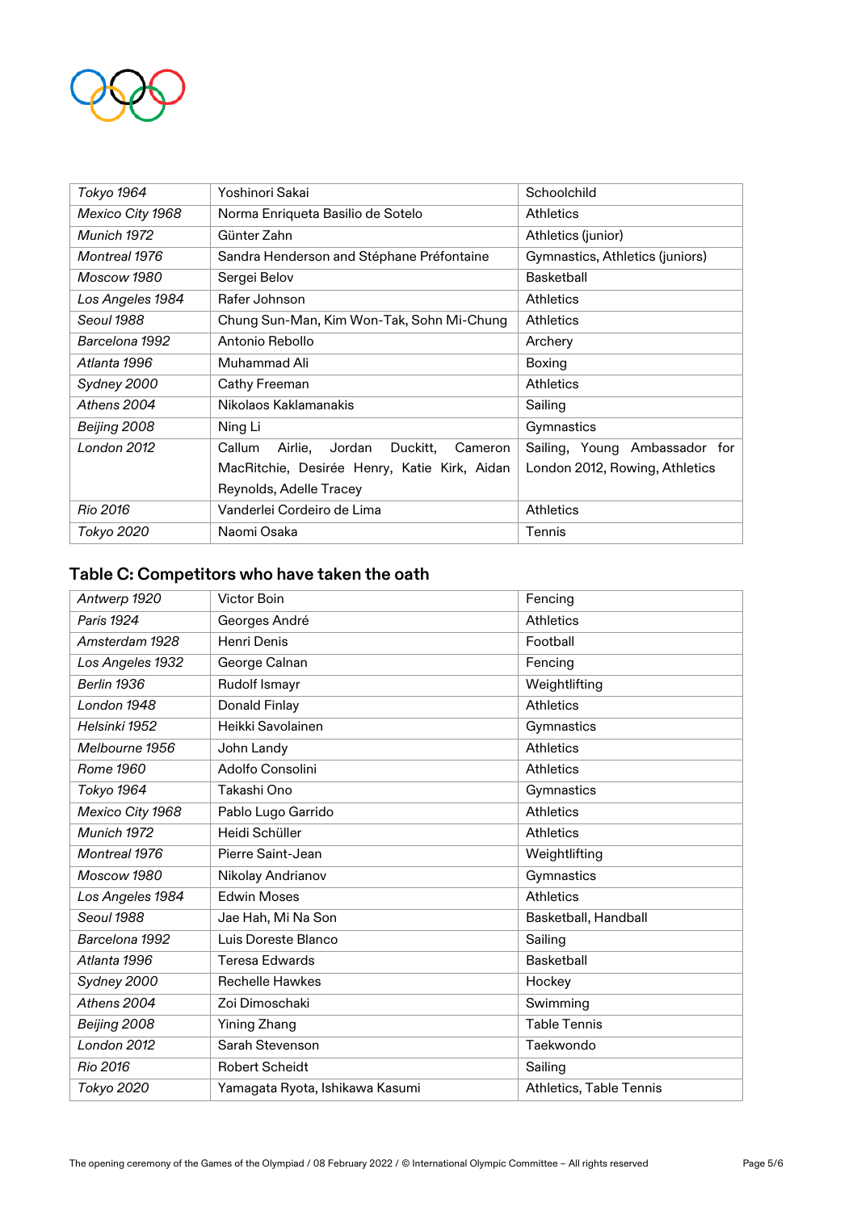| | | |
|---|---|---|
| *Tokyo 1964* | Yoshinori Sakai | Schoolchild |
| *Mexico City 1968* | Norma Enriqueta Basilio de Sotelo | Athletics |
| *Munich 1972* | Günter Zahn | Athletics (junior) |
| *Montreal 1976* | Sandra Henderson and Stéphane Préfontaine | Gymnastics, Athletics (juniors) |
| *Moscow 1980* | Sergei Belov | Basketball |
| *Los Angeles 1984* | Rafer Johnson | Athletics |
| *Seoul 1988* | Chung Sun-Man, Kim Won-Tak, Sohn Mi-Chung | Athletics |
| *Barcelona 1992* | Antonio Rebollo | Archery |
| *Atlanta 1996* | Muhammad Ali | Boxing |
| *Sydney 2000* | Cathy Freeman | Athletics |
| *Athens 2004* | Nikolaos Kaklamanakis | Sailing |
| *Beijing 2008* | Ning Li | Gymnastics |
| *London 2012* | Callum Airlie, Jordan Duckitt, Cameron MacRitchie, Desirée Henry, Katie Kirk, Aidan Reynolds, Adelle Tracey | Sailing, Young Ambassador for London 2012, Rowing, Athletics |
| *Rio 2016* | Vanderlei Cordeiro de Lima | Athletics |
| *Tokyo 2020* | Naomi Osaka | Tennis |

## Table C: Competitors who have taken the oath

| | | |
|---|---|---|
| *Antwerp 1920* | Victor Boin | Fencing |
| *Paris 1924* | Georges André | Athletics |
| *Amsterdam 1928* | Henri Denis | Football |
| *Los Angeles 1932* | George Calnan | Fencing |
| *Berlin 1936* | Rudolf Ismayr | Weightlifting |
| *London 1948* | Donald Finlay | Athletics |
| *Helsinki 1952* | Heikki Savolainen | Gymnastics |
| *Melbourne 1956* | John Landy | Athletics |
| *Rome 1960* | Adolfo Consolini | Athletics |
| *Tokyo 1964* | Takashi Ono | Gymnastics |
| *Mexico City 1968* | Pablo Lugo Garrido | Athletics |
| *Munich 1972* | Heidi Schüller | Athletics |
| *Montreal 1976* | Pierre Saint-Jean | Weightlifting |
| *Moscow 1980* | Nikolay Andrianov | Gymnastics |
| *Los Angeles 1984* | Edwin Moses | Athletics |
| *Seoul 1988* | Jae Hah, Mi Na Son | Basketball, Handball |
| *Barcelona 1992* | Luis Doreste Blanco | Sailing |
| *Atlanta 1996* | Teresa Edwards | Basketball |
| *Sydney 2000* | Rechelle Hawkes | Hockey |
| *Athens 2004* | Zoi Dimoschaki | Swimming |
| *Beijing 2008* | Yining Zhang | Table Tennis |
| *London 2012* | Sarah Stevenson | Taekwondo |
| *Rio 2016* | Robert Scheidt | Sailing |
| *Tokyo 2020* | Yamagata Ryota, Ishikawa Kasumi | Athletics, Table Tennis |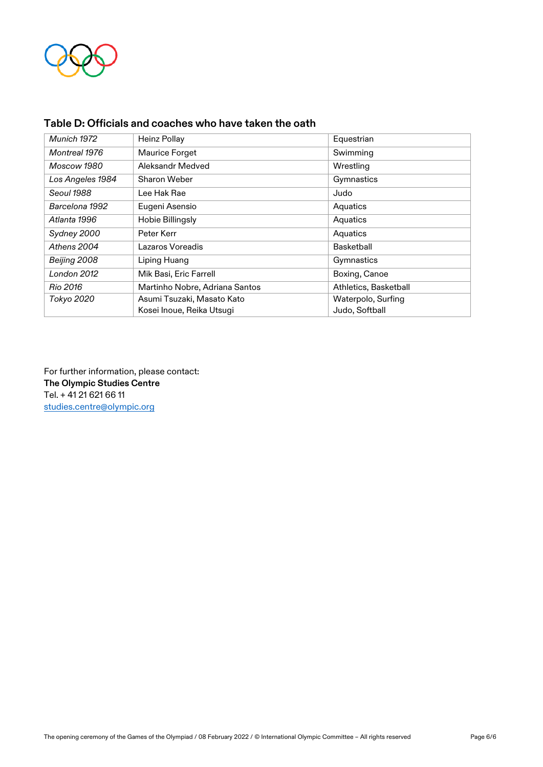## Table D: Officials and coaches who have taken the oath

| | | |
|---|---|---|
| *Munich 1972* | Heinz Pollay | Equestrian |
| *Montreal 1976* | Maurice Forget | Swimming |
| *Moscow 1980* | Aleksandr Medved | Wrestling |
| *Los Angeles 1984* | Sharon Weber | Gymnastics |
| *Seoul 1988* | Lee Hak Rae | Judo |
| *Barcelona 1992* | Eugeni Asensio | Aquatics |
| *Atlanta 1996* | Hobie Billingsly | Aquatics |
| *Sydney 2000* | Peter Kerr | Aquatics |
| *Athens 2004* | Lazaros Voreadis | Basketball |
| *Beijing 2008* | Liping Huang | Gymnastics |
| *London 2012* | Mik Basi, Eric Farrell | Boxing, Canoe |
| *Rio 2016* | Martinho Nobre, Adriana Santos | Athletics, Basketball |
| *Tokyo 2020* | Asumi Tsuzaki, Masato Kato<br>Kosei Inoue, Reika Utsugi | Waterpolo, Surfing<br>Judo, Softball |

For further information, please contact:
**The Olympic Studies Centre**
Tel. + 41 21 621 66 11
studies.centre@olympic.org